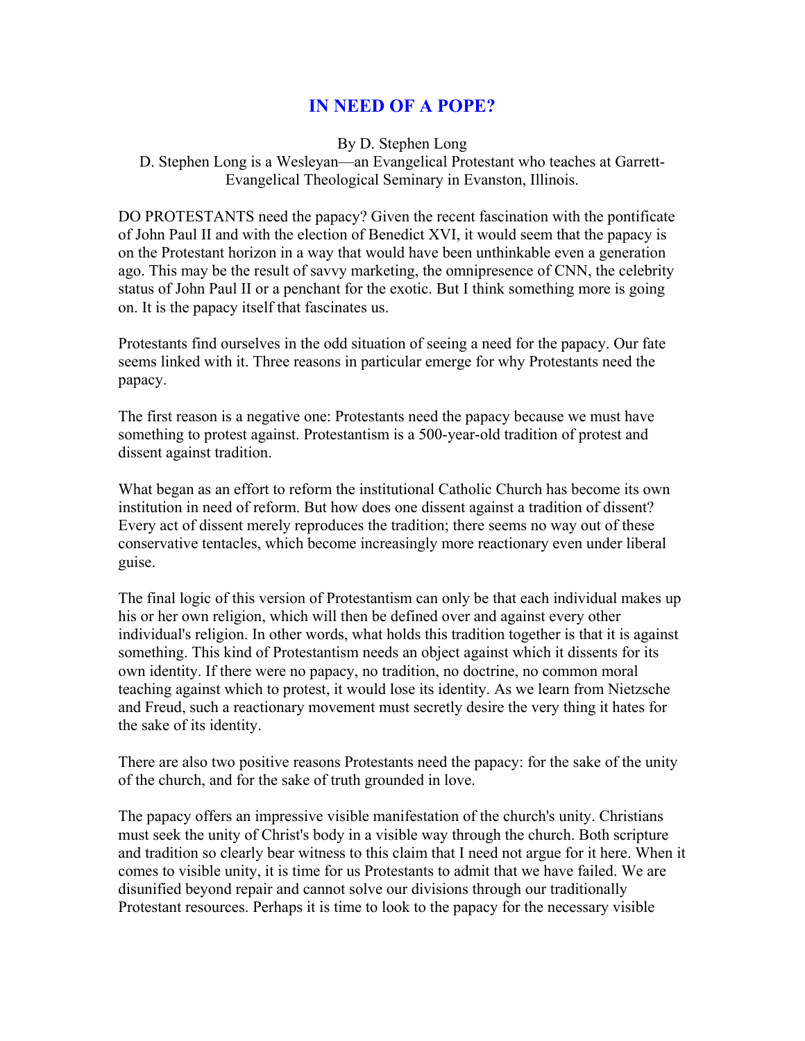# IN NEED OF A POPE?

By D. Stephen Long

D. Stephen Long is a Wesleyan—an Evangelical Protestant who teaches at Garrett-Evangelical Theological Seminary in Evanston, Illinois.

DO PROTESTANTS need the papacy? Given the recent fascination with the pontificate of John Paul II and with the election of Benedict XVI, it would seem that the papacy is on the Protestant horizon in a way that would have been unthinkable even a generation ago. This may be the result of savvy marketing, the omnipresence of CNN, the celebrity status of John Paul II or a penchant for the exotic. But I think something more is going on. It is the papacy itself that fascinates us.

Protestants find ourselves in the odd situation of seeing a need for the papacy. Our fate seems linked with it. Three reasons in particular emerge for why Protestants need the papacy.

The first reason is a negative one: Protestants need the papacy because we must have something to protest against. Protestantism is a 500-year-old tradition of protest and dissent against tradition.

What began as an effort to reform the institutional Catholic Church has become its own institution in need of reform. But how does one dissent against a tradition of dissent? Every act of dissent merely reproduces the tradition; there seems no way out of these conservative tentacles, which become increasingly more reactionary even under liberal guise.

The final logic of this version of Protestantism can only be that each individual makes up his or her own religion, which will then be defined over and against every other individual's religion. In other words, what holds this tradition together is that it is against something. This kind of Protestantism needs an object against which it dissents for its own identity. If there were no papacy, no tradition, no doctrine, no common moral teaching against which to protest, it would lose its identity. As we learn from Nietzsche and Freud, such a reactionary movement must secretly desire the very thing it hates for the sake of its identity.

There are also two positive reasons Protestants need the papacy: for the sake of the unity of the church, and for the sake of truth grounded in love.

The papacy offers an impressive visible manifestation of the church's unity. Christians must seek the unity of Christ's body in a visible way through the church. Both scripture and tradition so clearly bear witness to this claim that I need not argue for it here. When it comes to visible unity, it is time for us Protestants to admit that we have failed. We are disunified beyond repair and cannot solve our divisions through our traditionally Protestant resources. Perhaps it is time to look to the papacy for the necessary visible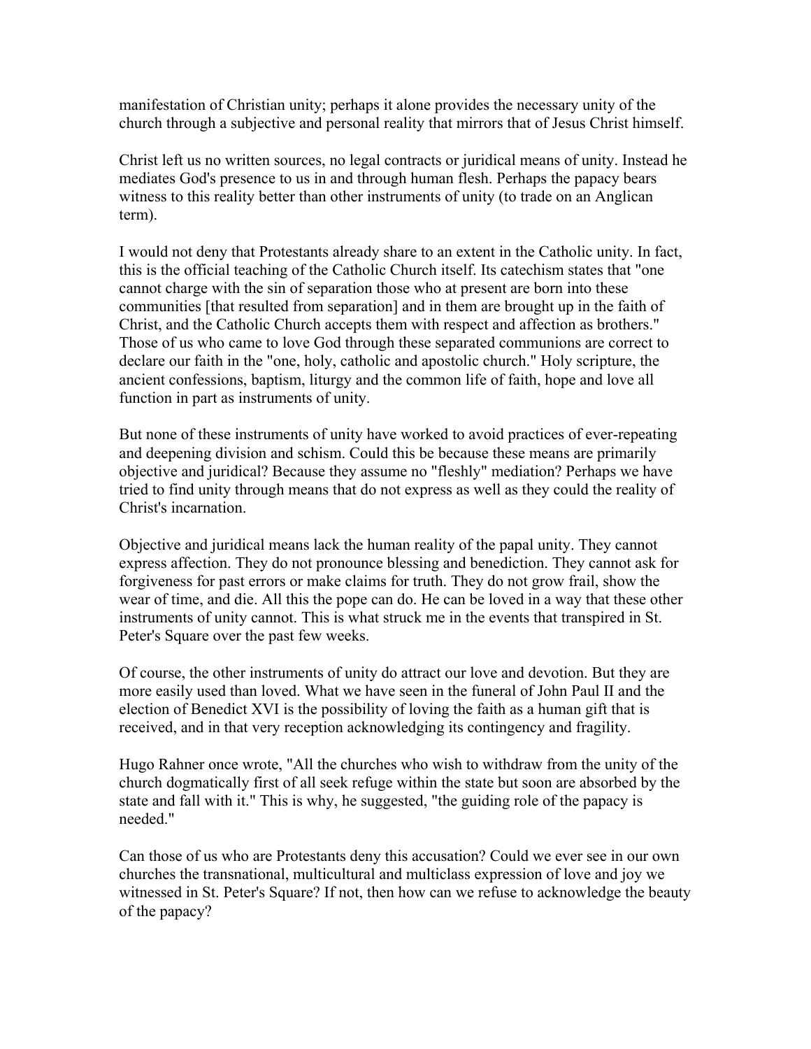manifestation of Christian unity; perhaps it alone provides the necessary unity of the church through a subjective and personal reality that mirrors that of Jesus Christ himself.

Christ left us no written sources, no legal contracts or juridical means of unity. Instead he mediates God's presence to us in and through human flesh. Perhaps the papacy bears witness to this reality better than other instruments of unity (to trade on an Anglican term).

I would not deny that Protestants already share to an extent in the Catholic unity. In fact, this is the official teaching of the Catholic Church itself. Its catechism states that "one cannot charge with the sin of separation those who at present are born into these communities [that resulted from separation] and in them are brought up in the faith of Christ, and the Catholic Church accepts them with respect and affection as brothers." Those of us who came to love God through these separated communions are correct to declare our faith in the "one, holy, catholic and apostolic church." Holy scripture, the ancient confessions, baptism, liturgy and the common life of faith, hope and love all function in part as instruments of unity.

But none of these instruments of unity have worked to avoid practices of ever-repeating and deepening division and schism. Could this be because these means are primarily objective and juridical? Because they assume no "fleshly" mediation? Perhaps we have tried to find unity through means that do not express as well as they could the reality of Christ's incarnation.

Objective and juridical means lack the human reality of the papal unity. They cannot express affection. They do not pronounce blessing and benediction. They cannot ask for forgiveness for past errors or make claims for truth. They do not grow frail, show the wear of time, and die. All this the pope can do. He can be loved in a way that these other instruments of unity cannot. This is what struck me in the events that transpired in St. Peter's Square over the past few weeks.

Of course, the other instruments of unity do attract our love and devotion. But they are more easily used than loved. What we have seen in the funeral of John Paul II and the election of Benedict XVI is the possibility of loving the faith as a human gift that is received, and in that very reception acknowledging its contingency and fragility.

Hugo Rahner once wrote, "All the churches who wish to withdraw from the unity of the church dogmatically first of all seek refuge within the state but soon are absorbed by the state and fall with it." This is why, he suggested, "the guiding role of the papacy is needed."

Can those of us who are Protestants deny this accusation? Could we ever see in our own churches the transnational, multicultural and multiclass expression of love and joy we witnessed in St. Peter's Square? If not, then how can we refuse to acknowledge the beauty of the papacy?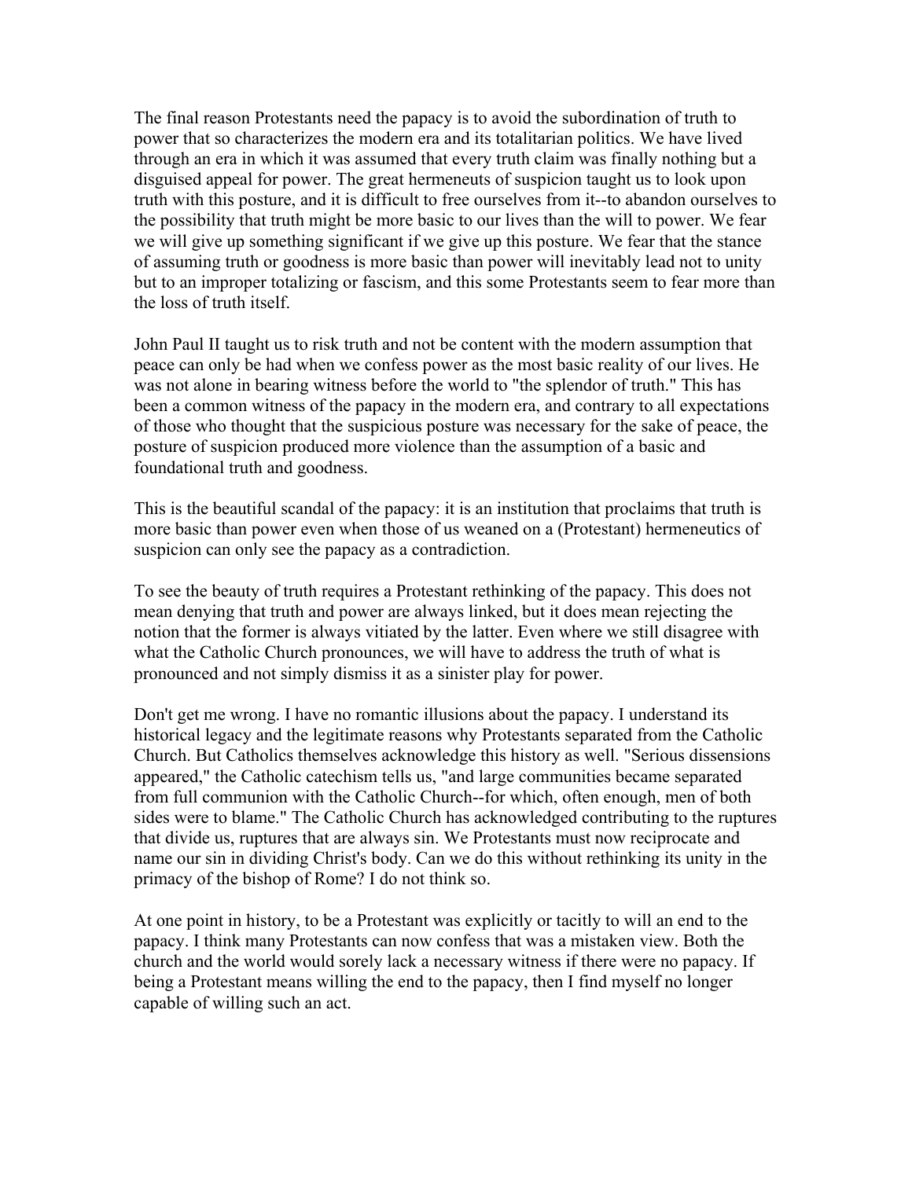The final reason Protestants need the papacy is to avoid the subordination of truth to power that so characterizes the modern era and its totalitarian politics. We have lived through an era in which it was assumed that every truth claim was finally nothing but a disguised appeal for power. The great hermeneuts of suspicion taught us to look upon truth with this posture, and it is difficult to free ourselves from it--to abandon ourselves to the possibility that truth might be more basic to our lives than the will to power. We fear we will give up something significant if we give up this posture. We fear that the stance of assuming truth or goodness is more basic than power will inevitably lead not to unity but to an improper totalizing or fascism, and this some Protestants seem to fear more than the loss of truth itself.

John Paul II taught us to risk truth and not be content with the modern assumption that peace can only be had when we confess power as the most basic reality of our lives. He was not alone in bearing witness before the world to "the splendor of truth." This has been a common witness of the papacy in the modern era, and contrary to all expectations of those who thought that the suspicious posture was necessary for the sake of peace, the posture of suspicion produced more violence than the assumption of a basic and foundational truth and goodness.

This is the beautiful scandal of the papacy: it is an institution that proclaims that truth is more basic than power even when those of us weaned on a (Protestant) hermeneutics of suspicion can only see the papacy as a contradiction.

To see the beauty of truth requires a Protestant rethinking of the papacy. This does not mean denying that truth and power are always linked, but it does mean rejecting the notion that the former is always vitiated by the latter. Even where we still disagree with what the Catholic Church pronounces, we will have to address the truth of what is pronounced and not simply dismiss it as a sinister play for power.

Don't get me wrong. I have no romantic illusions about the papacy. I understand its historical legacy and the legitimate reasons why Protestants separated from the Catholic Church. But Catholics themselves acknowledge this history as well. "Serious dissensions appeared," the Catholic catechism tells us, "and large communities became separated from full communion with the Catholic Church--for which, often enough, men of both sides were to blame." The Catholic Church has acknowledged contributing to the ruptures that divide us, ruptures that are always sin. We Protestants must now reciprocate and name our sin in dividing Christ's body. Can we do this without rethinking its unity in the primacy of the bishop of Rome? I do not think so.

At one point in history, to be a Protestant was explicitly or tacitly to will an end to the papacy. I think many Protestants can now confess that was a mistaken view. Both the church and the world would sorely lack a necessary witness if there were no papacy. If being a Protestant means willing the end to the papacy, then I find myself no longer capable of willing such an act.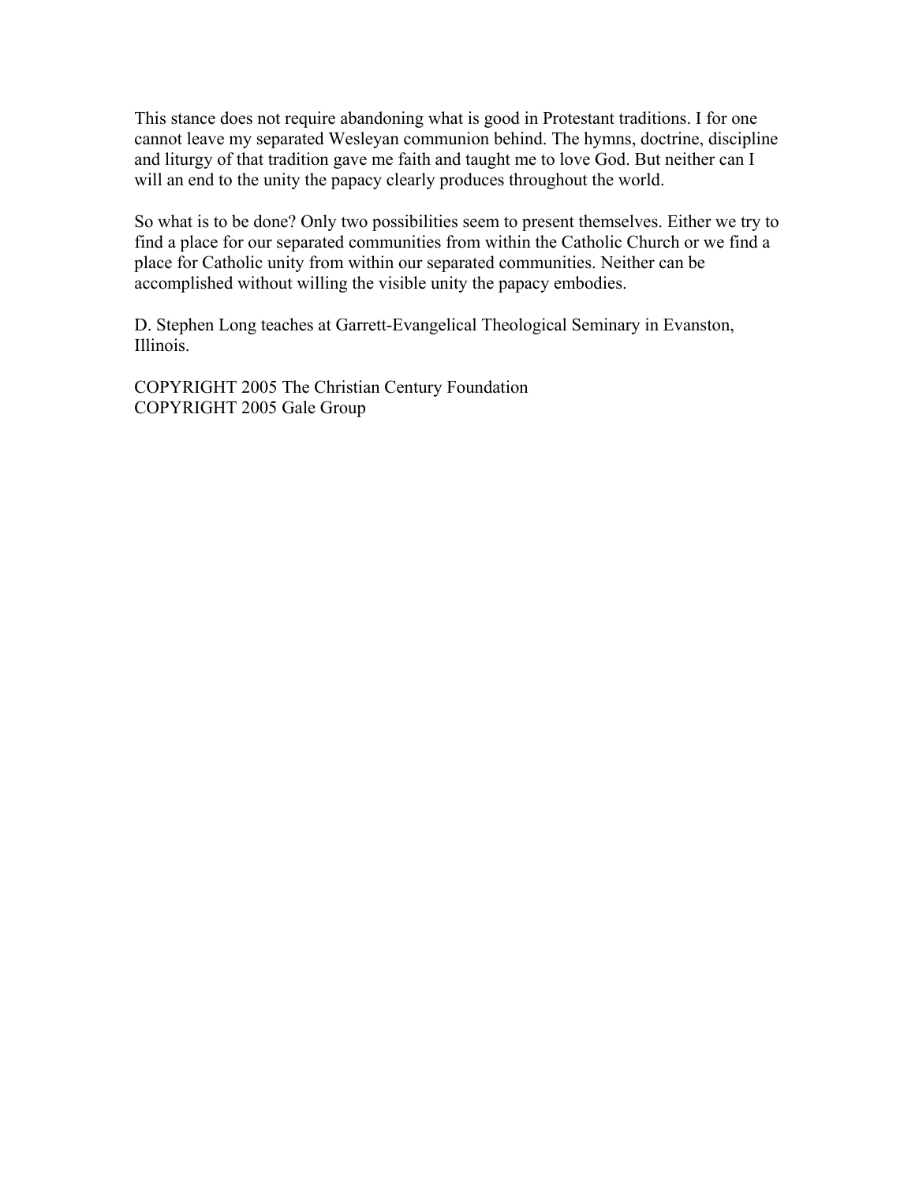This stance does not require abandoning what is good in Protestant traditions. I for one cannot leave my separated Wesleyan communion behind. The hymns, doctrine, discipline and liturgy of that tradition gave me faith and taught me to love God. But neither can I will an end to the unity the papacy clearly produces throughout the world.

So what is to be done? Only two possibilities seem to present themselves. Either we try to find a place for our separated communities from within the Catholic Church or we find a place for Catholic unity from within our separated communities. Neither can be accomplished without willing the visible unity the papacy embodies.

D. Stephen Long teaches at Garrett-Evangelical Theological Seminary in Evanston, Illinois.

COPYRIGHT 2005 The Christian Century Foundation
COPYRIGHT 2005 Gale Group